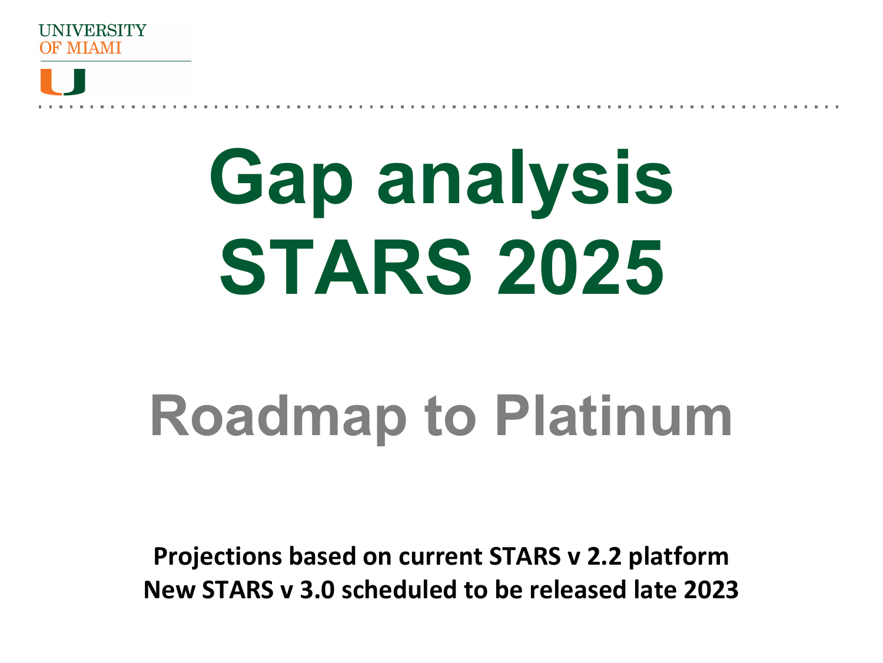UNIVERSITY OF MIAMI

# Gap analysis STARS 2025

## Roadmap to Platinum

**Projections based on current STARS v 2.2 platform**
**New STARS v 3.0 scheduled to be released late 2023**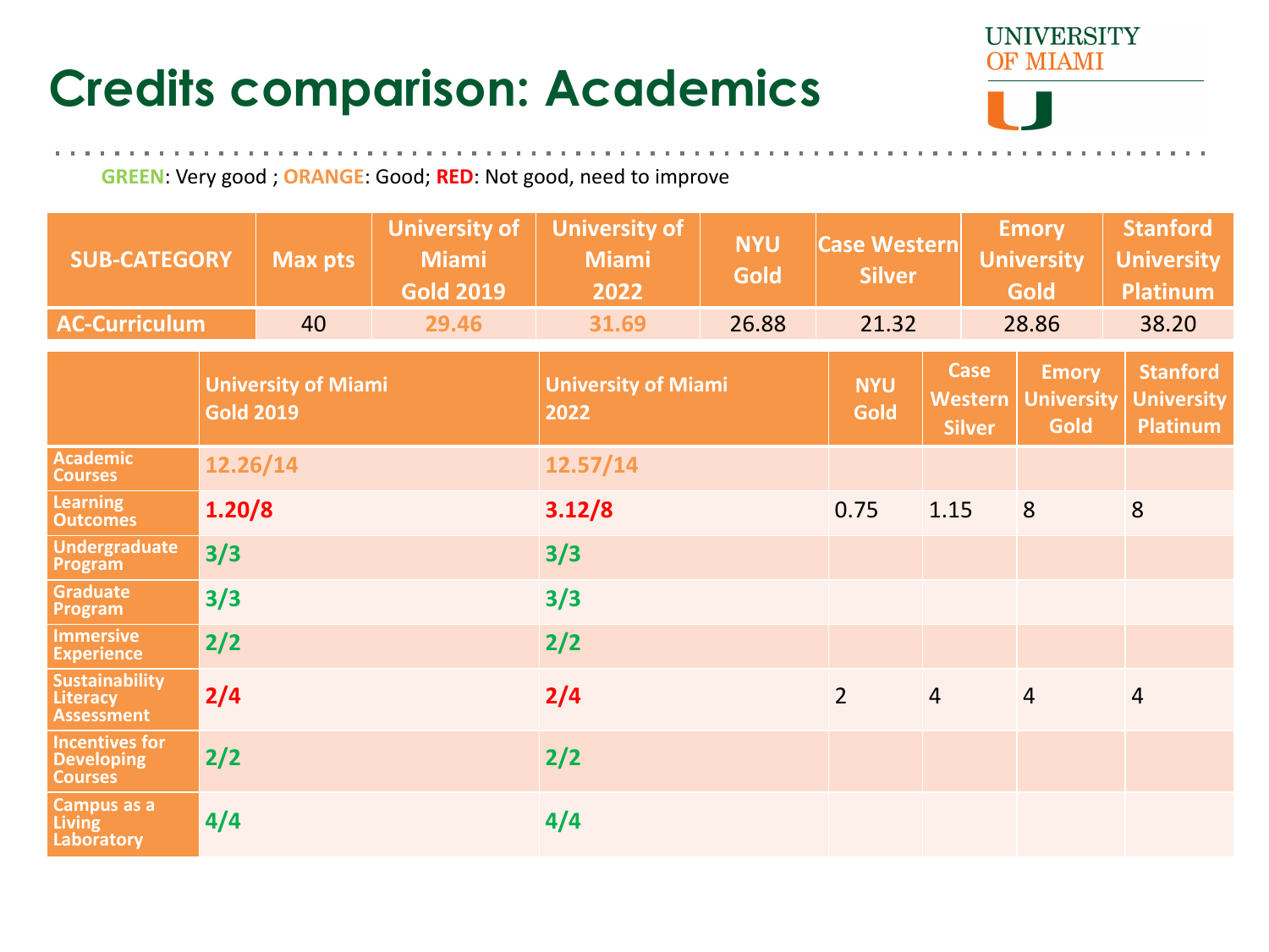# Credits comparison: Academics

**GREEN**: Very good ; **ORANGE**: Good; **RED**: Not good, need to improve

| SUB-CATEGORY | Max pts | University of Miami Gold 2019 | University of Miami 2022 | NYU Gold | Case Western Silver | Emory University Gold | Stanford University Platinum |
|---|---|---|---|---|---|---|---|
| AC-Curriculum | 40 | 29.46 | 31.69 | 26.88 | 21.32 | 28.86 | 38.20 |

| | University of Miami Gold 2019 | University of Miami 2022 | NYU Gold | Case Western Silver | Emory University Gold | Stanford University Platinum |
|---|---|---|---|---|---|---|
| Academic Courses | 12.26/14 | 12.57/14 | | | | |
| Learning Outcomes | 1.20/8 | 3.12/8 | 0.75 | 1.15 | 8 | 8 |
| Undergraduate Program | 3/3 | 3/3 | | | | |
| Graduate Program | 3/3 | 3/3 | | | | |
| Immersive Experience | 2/2 | 2/2 | | | | |
| Sustainability Literacy Assessment | 2/4 | 2/4 | 2 | 4 | 4 | 4 |
| Incentives for Developing Courses | 2/2 | 2/2 | | | | |
| Campus as a Living Laboratory | 4/4 | 4/4 | | | | |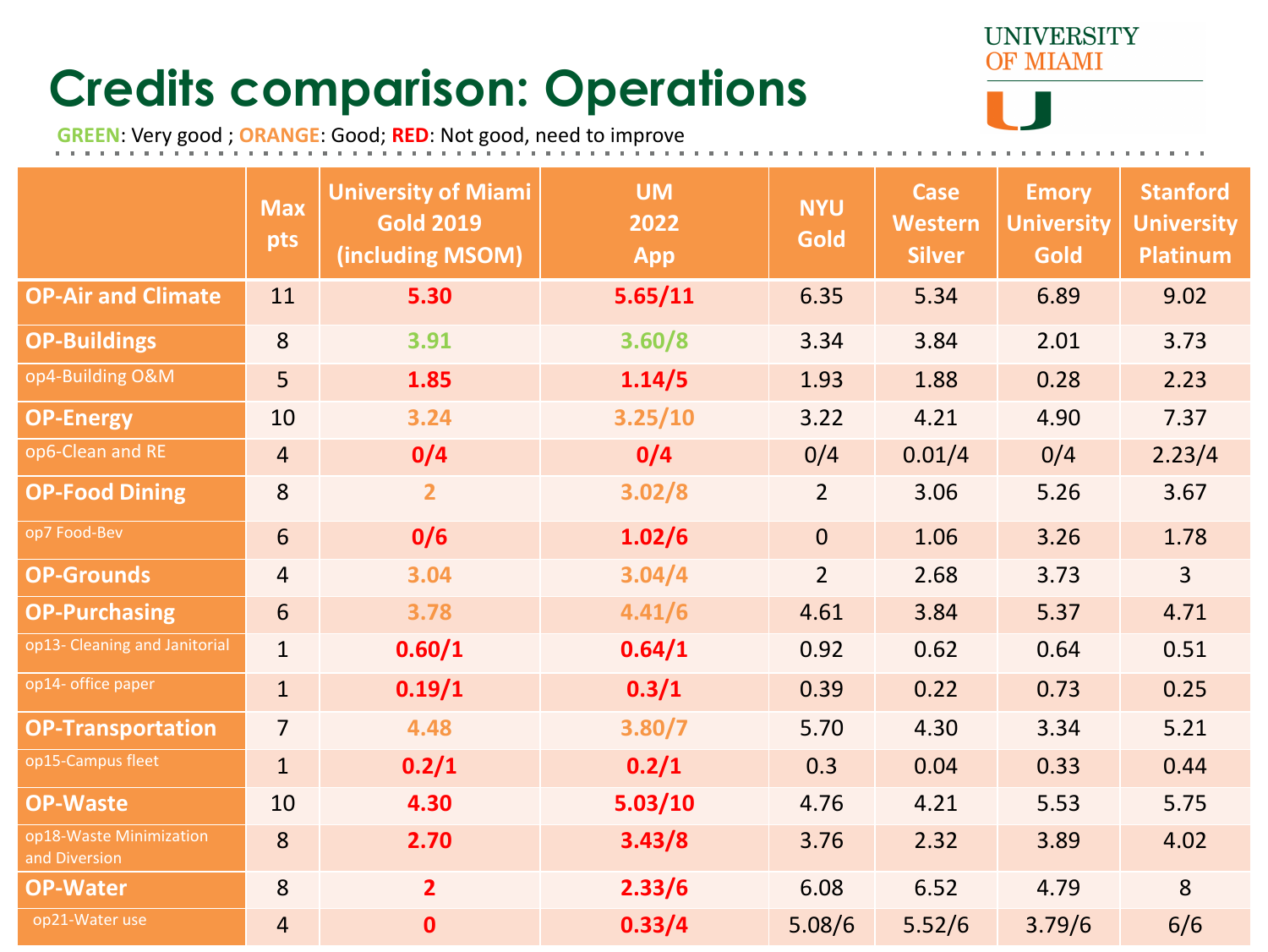# Credits comparison: Operations

GREEN: Very good ; ORANGE: Good; RED: Not good, need to improve

| | Max pts | University of Miami Gold 2019 (including MSOM) | UM 2022 App | NYU Gold | Case Western Silver | Emory University Gold | Stanford University Platinum |
|---|---|---|---|---|---|---|---|
| **OP-Air and Climate** | 11 | 5.30 | 5.65/11 | 6.35 | 5.34 | 6.89 | 9.02 |
| **OP-Buildings** | 8 | 3.91 | 3.60/8 | 3.34 | 3.84 | 2.01 | 3.73 |
| op4-Building O&M | 5 | 1.85 | 1.14/5 | 1.93 | 1.88 | 0.28 | 2.23 |
| **OP-Energy** | 10 | 3.24 | 3.25/10 | 3.22 | 4.21 | 4.90 | 7.37 |
| op6-Clean and RE | 4 | 0/4 | 0/4 | 0/4 | 0.01/4 | 0/4 | 2.23/4 |
| **OP-Food Dining** | 8 | 2 | 3.02/8 | 2 | 3.06 | 5.26 | 3.67 |
| op7 Food-Bev | 6 | 0/6 | 1.02/6 | 0 | 1.06 | 3.26 | 1.78 |
| **OP-Grounds** | 4 | 3.04 | 3.04/4 | 2 | 2.68 | 3.73 | 3 |
| **OP-Purchasing** | 6 | 3.78 | 4.41/6 | 4.61 | 3.84 | 5.37 | 4.71 |
| op13- Cleaning and Janitorial | 1 | 0.60/1 | 0.64/1 | 0.92 | 0.62 | 0.64 | 0.51 |
| op14- office paper | 1 | 0.19/1 | 0.3/1 | 0.39 | 0.22 | 0.73 | 0.25 |
| **OP-Transportation** | 7 | 4.48 | 3.80/7 | 5.70 | 4.30 | 3.34 | 5.21 |
| op15-Campus fleet | 1 | 0.2/1 | 0.2/1 | 0.3 | 0.04 | 0.33 | 0.44 |
| **OP-Waste** | 10 | 4.30 | 5.03/10 | 4.76 | 4.21 | 5.53 | 5.75 |
| op18-Waste Minimization and Diversion | 8 | 2.70 | 3.43/8 | 3.76 | 2.32 | 3.89 | 4.02 |
| **OP-Water** | 8 | 2 | 2.33/6 | 6.08 | 6.52 | 4.79 | 8 |
| op21-Water use | 4 | 0 | 0.33/4 | 5.08/6 | 5.52/6 | 3.79/6 | 6/6 |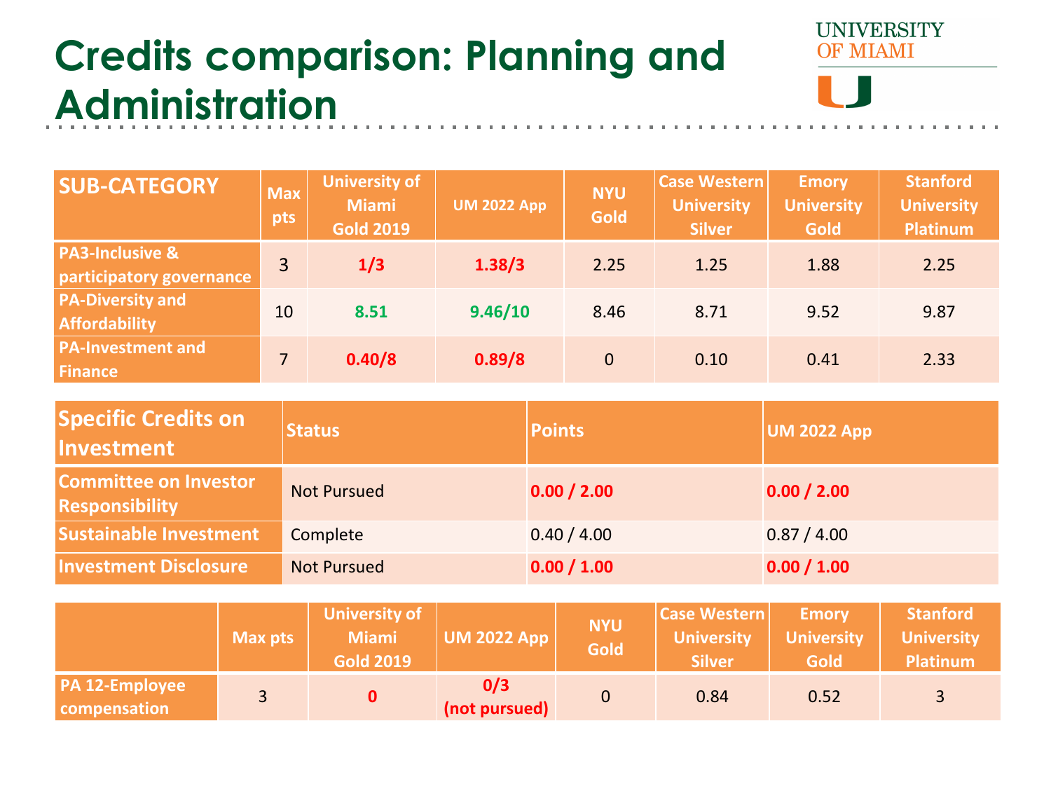# Credits comparison: Planning and Administration

| SUB-CATEGORY | Max pts | University of Miami Gold 2019 | UM 2022 App | NYU Gold | Case Western University Silver | Emory University Gold | Stanford University Platinum |
|---|---|---|---|---|---|---|---|
| PA3-Inclusive & participatory governance | 3 | 1/3 | 1.38/3 | 2.25 | 1.25 | 1.88 | 2.25 |
| PA-Diversity and Affordability | 10 | 8.51 | 9.46/10 | 8.46 | 8.71 | 9.52 | 9.87 |
| PA-Investment and Finance | 7 | 0.40/8 | 0.89/8 | 0 | 0.10 | 0.41 | 2.33 |

| Specific Credits on Investment | Status | Points | UM 2022 App |
|---|---|---|---|
| Committee on Investor Responsibility | Not Pursued | 0.00 / 2.00 | 0.00 / 2.00 |
| Sustainable Investment | Complete | 0.40 / 4.00 | 0.87 / 4.00 |
| Investment Disclosure | Not Pursued | 0.00 / 1.00 | 0.00 / 1.00 |

| | Max pts | University of Miami Gold 2019 | UM 2022 App | NYU Gold | Case Western University Silver | Emory University Gold | Stanford University Platinum |
|---|---|---|---|---|---|---|---|
| PA 12-Employee compensation | 3 | 0 | 0/3 (not pursued) | 0 | 0.84 | 0.52 | 3 |